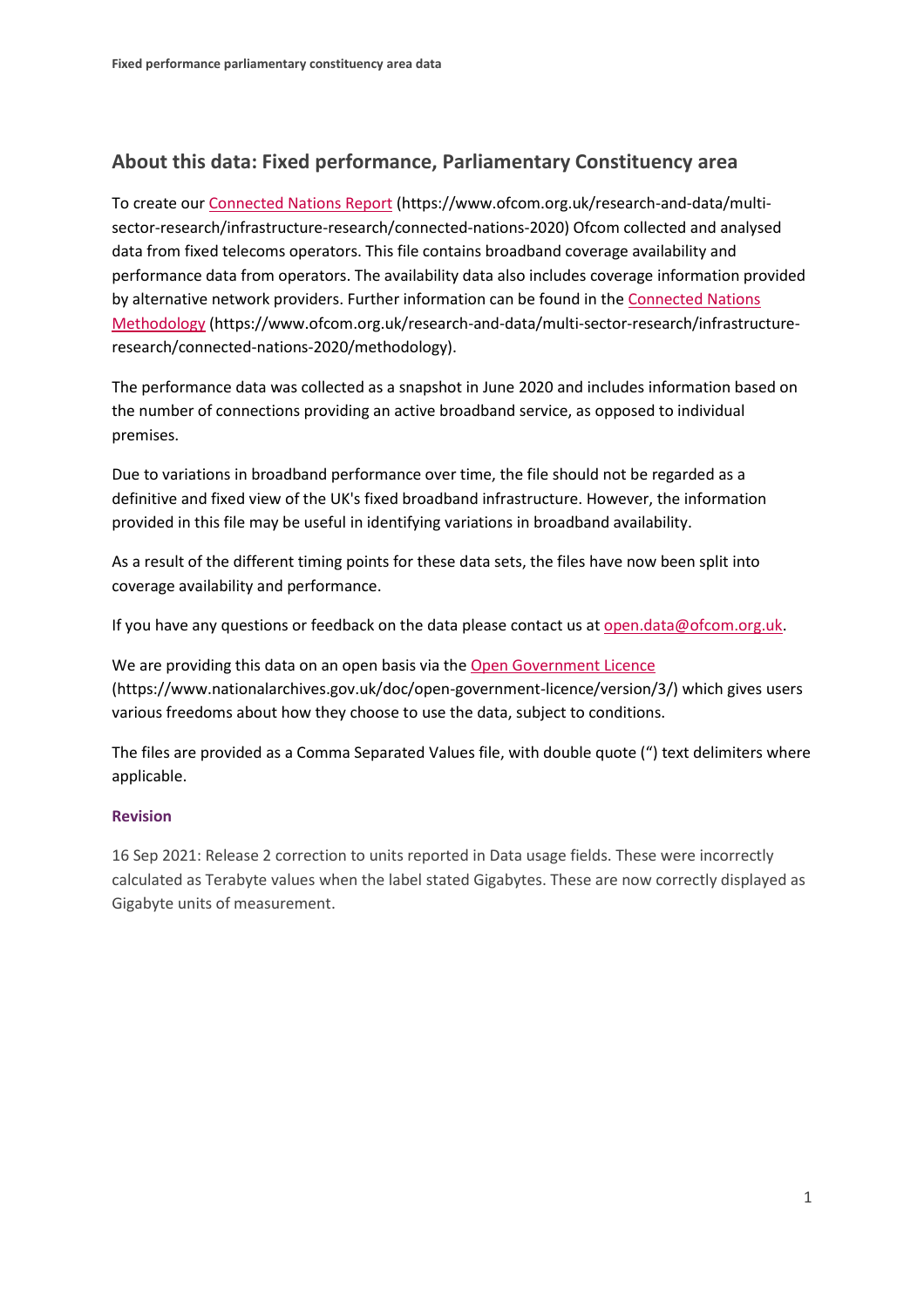## About this data: Fixed performance, Parliamentary Constituency area

To create our Connected Nations Report (https://www.ofcom.org.uk/research-and-data/multi-sector-research/infrastructure-research/connected-nations-2020) Ofcom collected and analysed data from fixed telecoms operators. This file contains broadband coverage availability and performance data from operators. The availability data also includes coverage information provided by alternative network providers. Further information can be found in the Connected Nations Methodology (https://www.ofcom.org.uk/research-and-data/multi-sector-research/infrastructure-research/connected-nations-2020/methodology).

The performance data was collected as a snapshot in June 2020 and includes information based on the number of connections providing an active broadband service, as opposed to individual premises.

Due to variations in broadband performance over time, the file should not be regarded as a definitive and fixed view of the UK's fixed broadband infrastructure. However, the information provided in this file may be useful in identifying variations in broadband availability.

As a result of the different timing points for these data sets, the files have now been split into coverage availability and performance.

If you have any questions or feedback on the data please contact us at open.data@ofcom.org.uk.

We are providing this data on an open basis via the Open Government Licence (https://www.nationalarchives.gov.uk/doc/open-government-licence/version/3/) which gives users various freedoms about how they choose to use the data, subject to conditions.

The files are provided as a Comma Separated Values file, with double quote (") text delimiters where applicable.

#### Revision

16 Sep 2021: Release 2 correction to units reported in Data usage fields. These were incorrectly calculated as Terabyte values when the label stated Gigabytes. These are now correctly displayed as Gigabyte units of measurement.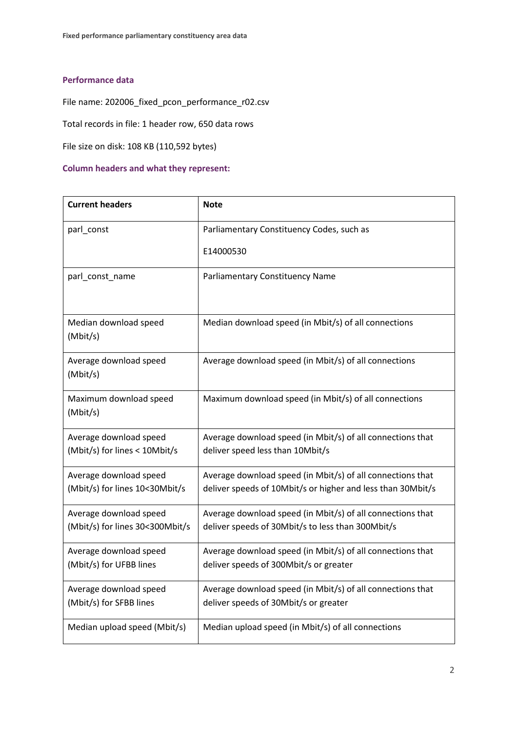## Performance data

File name: 202006_fixed_pcon_performance_r02.csv

Total records in file: 1 header row, 650 data rows

File size on disk: 108 KB (110,592 bytes)

### Column headers and what they represent:

| Current headers | Note |
|---|---|
| parl_const | Parliamentary Constituency Codes, such as E14000530 |
| parl_const_name | Parliamentary Constituency Name |
| Median download speed (Mbit/s) | Median download speed (in Mbit/s) of all connections |
| Average download speed (Mbit/s) | Average download speed (in Mbit/s) of all connections |
| Maximum download speed (Mbit/s) | Maximum download speed (in Mbit/s) of all connections |
| Average download speed (Mbit/s) for lines < 10Mbit/s | Average download speed (in Mbit/s) of all connections that deliver speed less than 10Mbit/s |
| Average download speed (Mbit/s) for lines 10<30Mbit/s | Average download speed (in Mbit/s) of all connections that deliver speeds of 10Mbit/s or higher and less than 30Mbit/s |
| Average download speed (Mbit/s) for lines 30<300Mbit/s | Average download speed (in Mbit/s) of all connections that deliver speeds of 30Mbit/s to less than 300Mbit/s |
| Average download speed (Mbit/s) for UFBB lines | Average download speed (in Mbit/s) of all connections that deliver speeds of 300Mbit/s or greater |
| Average download speed (Mbit/s) for SFBB lines | Average download speed (in Mbit/s) of all connections that deliver speeds of 30Mbit/s or greater |
| Median upload speed (Mbit/s) | Median upload speed (in Mbit/s) of all connections |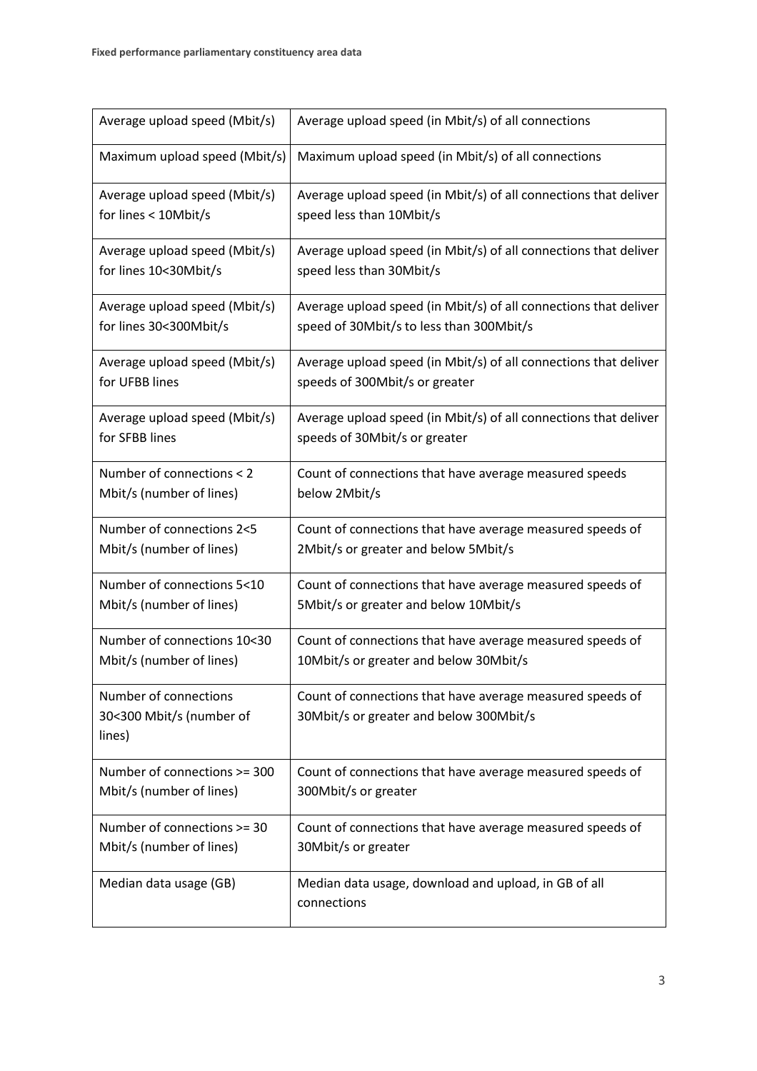| Average upload speed (Mbit/s) | Average upload speed (in Mbit/s) of all connections |
| --- | --- |
| Maximum upload speed (Mbit/s) | Maximum upload speed (in Mbit/s) of all connections |
| Average upload speed (Mbit/s) for lines < 10Mbit/s | Average upload speed (in Mbit/s) of all connections that deliver speed less than 10Mbit/s |
| Average upload speed (Mbit/s) for lines 10<30Mbit/s | Average upload speed (in Mbit/s) of all connections that deliver speed less than 30Mbit/s |
| Average upload speed (Mbit/s) for lines 30<300Mbit/s | Average upload speed (in Mbit/s) of all connections that deliver speed of 30Mbit/s to less than 300Mbit/s |
| Average upload speed (Mbit/s) for UFBB lines | Average upload speed (in Mbit/s) of all connections that deliver speeds of 300Mbit/s or greater |
| Average upload speed (Mbit/s) for SFBB lines | Average upload speed (in Mbit/s) of all connections that deliver speeds of 30Mbit/s or greater |
| Number of connections < 2 Mbit/s (number of lines) | Count of connections that have average measured speeds below 2Mbit/s |
| Number of connections 2<5 Mbit/s (number of lines) | Count of connections that have average measured speeds of 2Mbit/s or greater and below 5Mbit/s |
| Number of connections 5<10 Mbit/s (number of lines) | Count of connections that have average measured speeds of 5Mbit/s or greater and below 10Mbit/s |
| Number of connections 10<30 Mbit/s (number of lines) | Count of connections that have average measured speeds of 10Mbit/s or greater and below 30Mbit/s |
| Number of connections 30<300 Mbit/s (number of lines) | Count of connections that have average measured speeds of 30Mbit/s or greater and below 300Mbit/s |
| Number of connections >= 300 Mbit/s (number of lines) | Count of connections that have average measured speeds of 300Mbit/s or greater |
| Number of connections >= 30 Mbit/s (number of lines) | Count of connections that have average measured speeds of 30Mbit/s or greater |
| Median data usage (GB) | Median data usage, download and upload, in GB of all connections |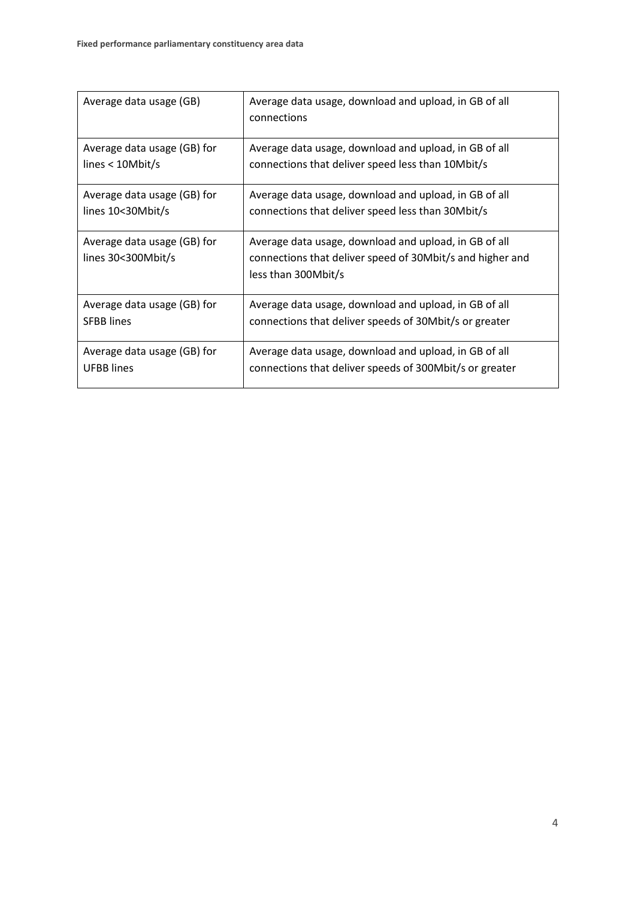| | |
|---|---|
| Average data usage (GB) | Average data usage, download and upload, in GB of all connections |
| Average data usage (GB) for lines < 10Mbit/s | Average data usage, download and upload, in GB of all connections that deliver speed less than 10Mbit/s |
| Average data usage (GB) for lines 10<30Mbit/s | Average data usage, download and upload, in GB of all connections that deliver speed less than 30Mbit/s |
| Average data usage (GB) for lines 30<300Mbit/s | Average data usage, download and upload, in GB of all connections that deliver speed of 30Mbit/s and higher and less than 300Mbit/s |
| Average data usage (GB) for SFBB lines | Average data usage, download and upload, in GB of all connections that deliver speeds of 30Mbit/s or greater |
| Average data usage (GB) for UFBB lines | Average data usage, download and upload, in GB of all connections that deliver speeds of 300Mbit/s or greater |